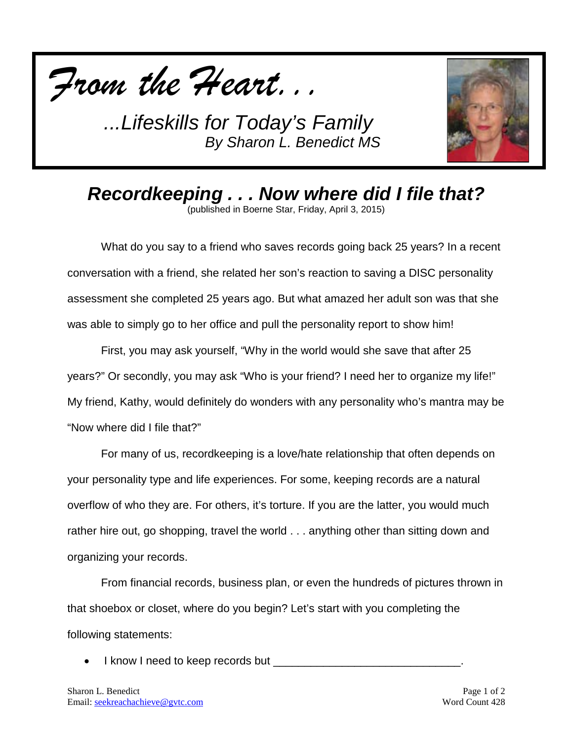*From the Heart. . .*

*...Lifeskills for Today's Family*
*By Sharon L. Benedict MS*

## *Recordkeeping . . . Now where did I file that?*

(published in Boerne Star, Friday, April 3, 2015)

What do you say to a friend who saves records going back 25 years? In a recent conversation with a friend, she related her son's reaction to saving a DISC personality assessment she completed 25 years ago. But what amazed her adult son was that she was able to simply go to her office and pull the personality report to show him!

First, you may ask yourself, "Why in the world would she save that after 25 years?" Or secondly, you may ask "Who is your friend? I need her to organize my life!" My friend, Kathy, would definitely do wonders with any personality who's mantra may be "Now where did I file that?"

For many of us, recordkeeping is a love/hate relationship that often depends on your personality type and life experiences. For some, keeping records are a natural overflow of who they are. For others, it's torture. If you are the latter, you would much rather hire out, go shopping, travel the world . . . anything other than sitting down and organizing your records.

From financial records, business plan, or even the hundreds of pictures thrown in that shoebox or closet, where do you begin? Let's start with you completing the following statements:

- I know I need to keep records but ______________________________.

Sharon L. Benedict
Email: seekreachachieve@gvtc.com

Word Count 428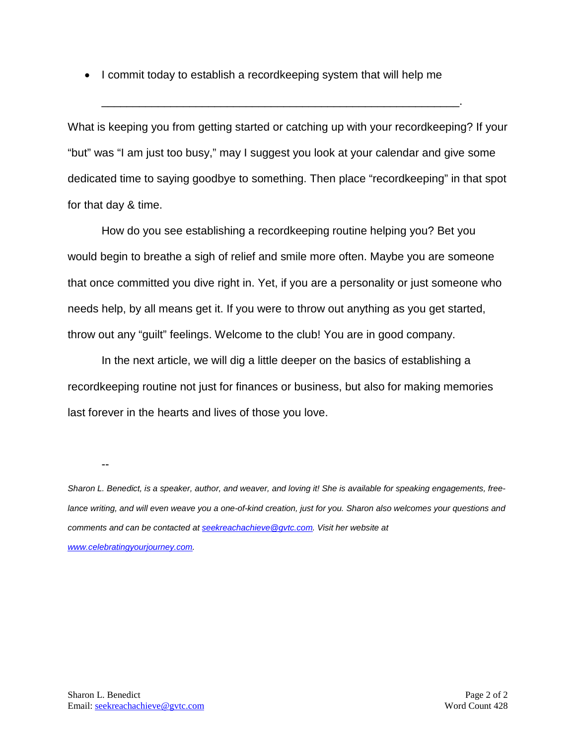- I commit today to establish a recordkeeping system that will help me

  ________________________________________________________.

What is keeping you from getting started or catching up with your recordkeeping? If your "but" was "I am just too busy," may I suggest you look at your calendar and give some dedicated time to saying goodbye to something. Then place "recordkeeping" in that spot for that day & time.

How do you see establishing a recordkeeping routine helping you? Bet you would begin to breathe a sigh of relief and smile more often. Maybe you are someone that once committed you dive right in. Yet, if you are a personality or just someone who needs help, by all means get it. If you were to throw out anything as you get started, throw out any "guilt" feelings. Welcome to the club! You are in good company.

In the next article, we will dig a little deeper on the basics of establishing a recordkeeping routine not just for finances or business, but also for making memories last forever in the hearts and lives of those you love.

--

*Sharon L. Benedict, is a speaker, author, and weaver, and loving it! She is available for speaking engagements, free-lance writing, and will even weave you a one-of-kind creation, just for you. Sharon also welcomes your questions and comments and can be contacted at [seekreachachieve@gvtc.com](mailto:seekreachachieve@gvtc.com). Visit her website at [www.celebratingyourjourney.com](http://www.celebratingyourjourney.com).*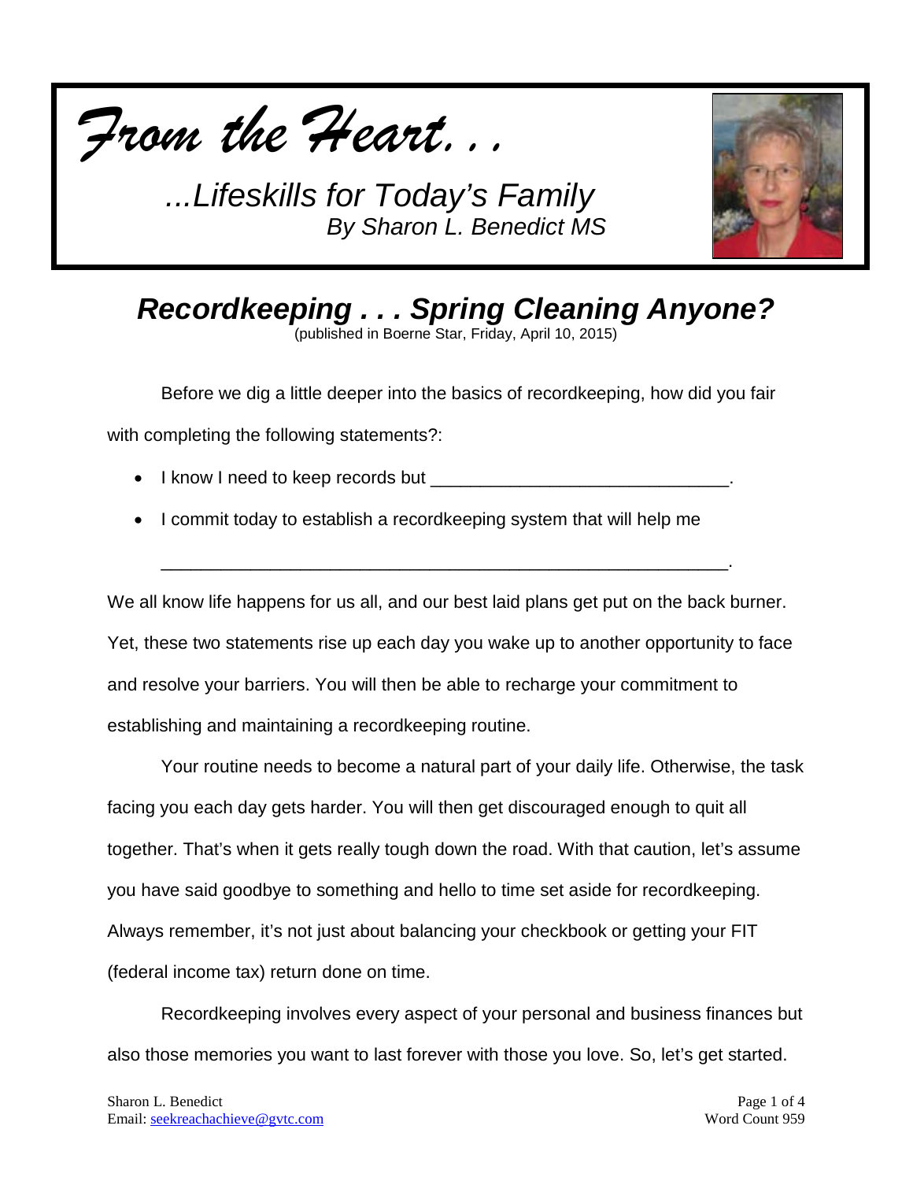*From the Heart. . .*

*...Lifeskills for Today's Family*
*By Sharon L. Benedict MS*

# *Recordkeeping . . . Spring Cleaning Anyone?*

(published in Boerne Star, Friday, April 10, 2015)

Before we dig a little deeper into the basics of recordkeeping, how did you fair with completing the following statements?:

- I know I need to keep records but ______________________________.
- I commit today to establish a recordkeeping system that will help me

  __________________________________________________________.

We all know life happens for us all, and our best laid plans get put on the back burner. Yet, these two statements rise up each day you wake up to another opportunity to face and resolve your barriers. You will then be able to recharge your commitment to establishing and maintaining a recordkeeping routine.

Your routine needs to become a natural part of your daily life. Otherwise, the task facing you each day gets harder. You will then get discouraged enough to quit all together. That's when it gets really tough down the road. With that caution, let's assume you have said goodbye to something and hello to time set aside for recordkeeping. Always remember, it's not just about balancing your checkbook or getting your FIT (federal income tax) return done on time.

Recordkeeping involves every aspect of your personal and business finances but also those memories you want to last forever with those you love. So, let's get started.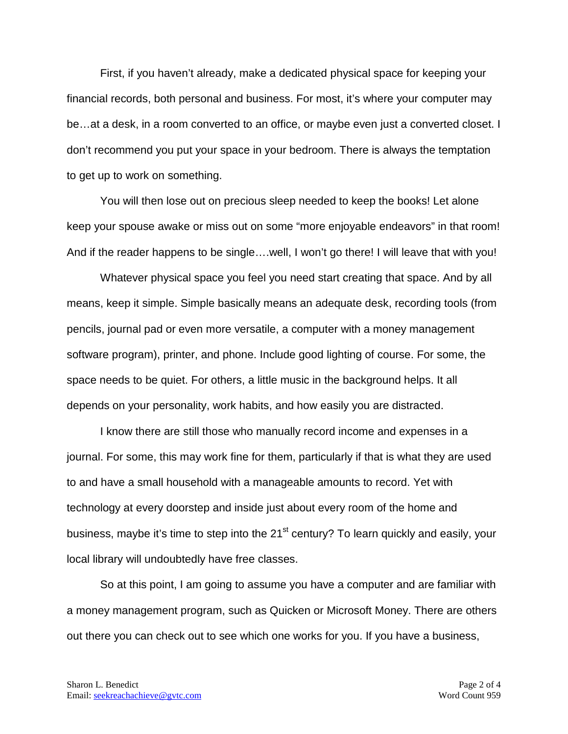First, if you haven't already, make a dedicated physical space for keeping your financial records, both personal and business. For most, it's where your computer may be…at a desk, in a room converted to an office, or maybe even just a converted closet. I don't recommend you put your space in your bedroom. There is always the temptation to get up to work on something.

You will then lose out on precious sleep needed to keep the books! Let alone keep your spouse awake or miss out on some "more enjoyable endeavors" in that room! And if the reader happens to be single….well, I won't go there! I will leave that with you!

Whatever physical space you feel you need start creating that space. And by all means, keep it simple. Simple basically means an adequate desk, recording tools (from pencils, journal pad or even more versatile, a computer with a money management software program), printer, and phone. Include good lighting of course. For some, the space needs to be quiet. For others, a little music in the background helps. It all depends on your personality, work habits, and how easily you are distracted.

I know there are still those who manually record income and expenses in a journal. For some, this may work fine for them, particularly if that is what they are used to and have a small household with a manageable amounts to record. Yet with technology at every doorstep and inside just about every room of the home and business, maybe it's time to step into the 21st century? To learn quickly and easily, your local library will undoubtedly have free classes.

So at this point, I am going to assume you have a computer and are familiar with a money management program, such as Quicken or Microsoft Money. There are others out there you can check out to see which one works for you. If you have a business,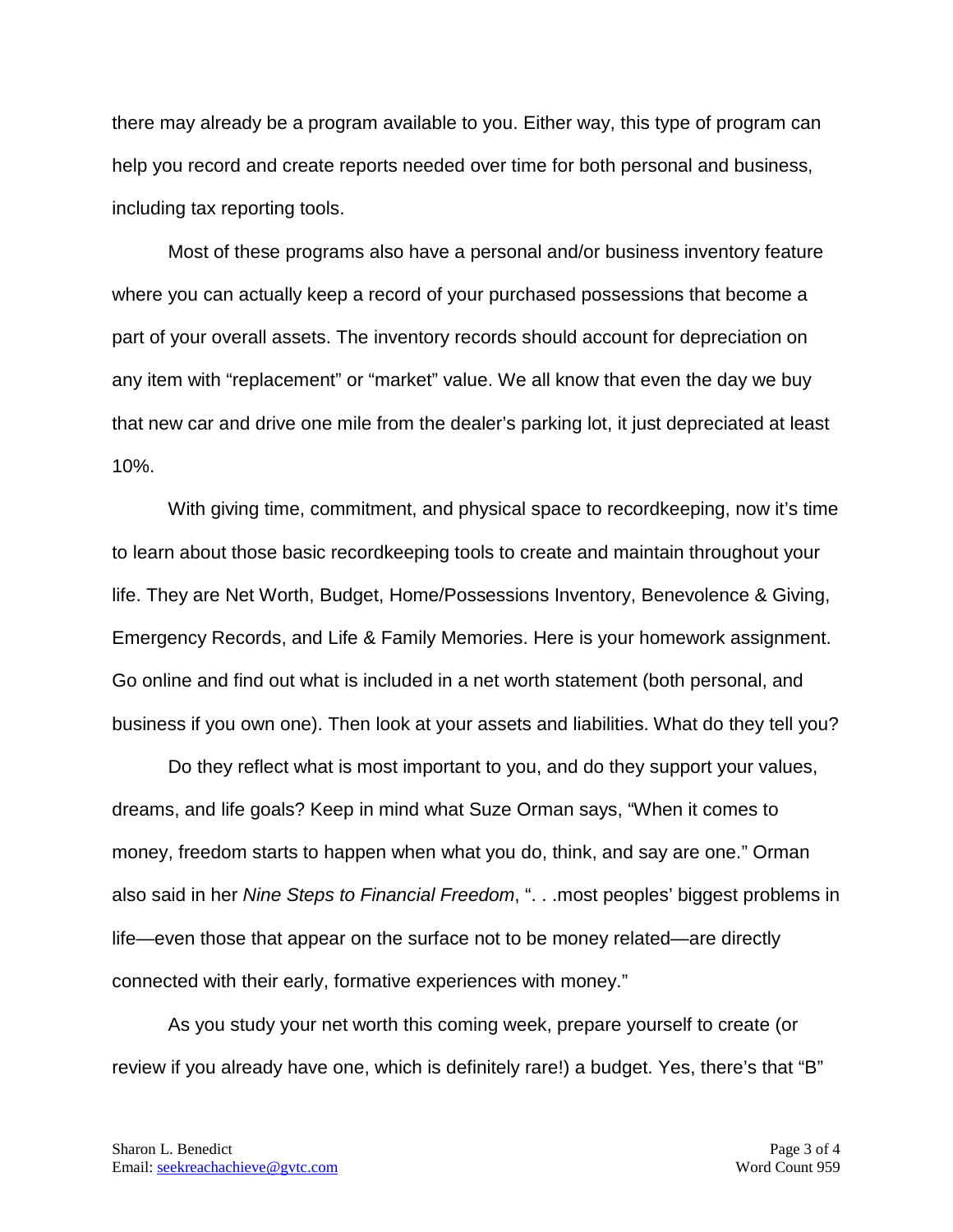there may already be a program available to you. Either way, this type of program can help you record and create reports needed over time for both personal and business, including tax reporting tools.

Most of these programs also have a personal and/or business inventory feature where you can actually keep a record of your purchased possessions that become a part of your overall assets. The inventory records should account for depreciation on any item with "replacement" or "market" value. We all know that even the day we buy that new car and drive one mile from the dealer's parking lot, it just depreciated at least 10%.

With giving time, commitment, and physical space to recordkeeping, now it's time to learn about those basic recordkeeping tools to create and maintain throughout your life. They are Net Worth, Budget, Home/Possessions Inventory, Benevolence & Giving, Emergency Records, and Life & Family Memories. Here is your homework assignment. Go online and find out what is included in a net worth statement (both personal, and business if you own one). Then look at your assets and liabilities. What do they tell you?

Do they reflect what is most important to you, and do they support your values, dreams, and life goals? Keep in mind what Suze Orman says, "When it comes to money, freedom starts to happen when what you do, think, and say are one." Orman also said in her *Nine Steps to Financial Freedom*, ". . .most peoples' biggest problems in life—even those that appear on the surface not to be money related—are directly connected with their early, formative experiences with money."

As you study your net worth this coming week, prepare yourself to create (or review if you already have one, which is definitely rare!) a budget. Yes, there's that "B"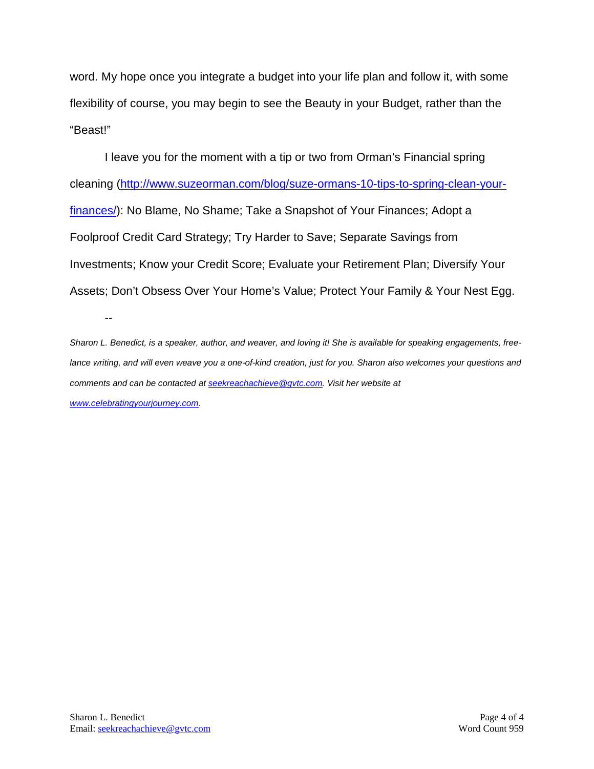word. My hope once you integrate a budget into your life plan and follow it, with some flexibility of course, you may begin to see the Beauty in your Budget, rather than the "Beast!"

I leave you for the moment with a tip or two from Orman's Financial spring cleaning ([http://www.suzeorman.com/blog/suze-ormans-10-tips-to-spring-clean-your-finances/](http://www.suzeorman.com/blog/suze-ormans-10-tips-to-spring-clean-your-finances/)): No Blame, No Shame; Take a Snapshot of Your Finances; Adopt a Foolproof Credit Card Strategy; Try Harder to Save; Separate Savings from Investments; Know your Credit Score; Evaluate your Retirement Plan; Diversify Your Assets; Don't Obsess Over Your Home's Value; Protect Your Family & Your Nest Egg.

--

*Sharon L. Benedict, is a speaker, author, and weaver, and loving it! She is available for speaking engagements, free-lance writing, and will even weave you a one-of-kind creation, just for you. Sharon also welcomes your questions and comments and can be contacted at [seekreachachieve@gvtc.com](mailto:seekreachachieve@gvtc.com). Visit her website at [www.celebratingyourjourney.com](http://www.celebratingyourjourney.com).*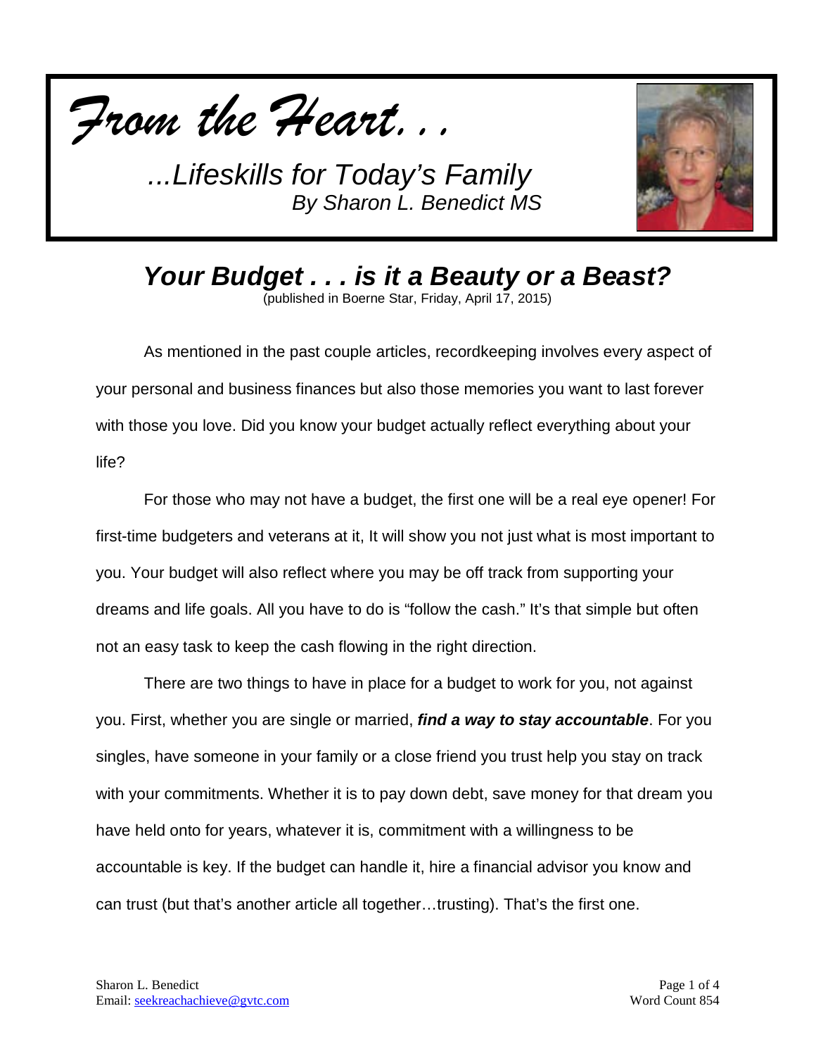*From the Heart...*

*...Lifeskills for Today's Family*
*By Sharon L. Benedict MS*

# *Your Budget . . . is it a Beauty or a Beast?*

(published in Boerne Star, Friday, April 17, 2015)

As mentioned in the past couple articles, recordkeeping involves every aspect of your personal and business finances but also those memories you want to last forever with those you love. Did you know your budget actually reflect everything about your life?

For those who may not have a budget, the first one will be a real eye opener! For first-time budgeters and veterans at it, It will show you not just what is most important to you. Your budget will also reflect where you may be off track from supporting your dreams and life goals. All you have to do is "follow the cash." It's that simple but often not an easy task to keep the cash flowing in the right direction.

There are two things to have in place for a budget to work for you, not against you. First, whether you are single or married, ***find a way to stay accountable***. For you singles, have someone in your family or a close friend you trust help you stay on track with your commitments. Whether it is to pay down debt, save money for that dream you have held onto for years, whatever it is, commitment with a willingness to be accountable is key. If the budget can handle it, hire a financial advisor you know and can trust (but that's another article all together…trusting). That's the first one.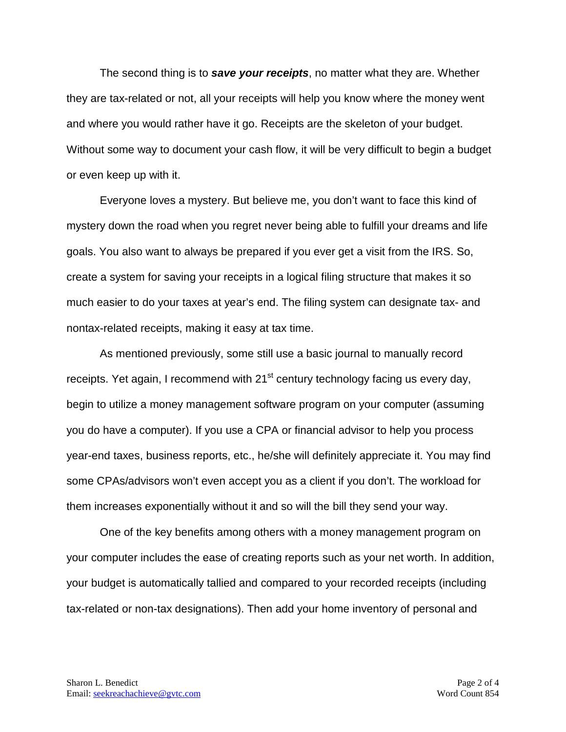The second thing is to ***save your receipts***, no matter what they are. Whether they are tax-related or not, all your receipts will help you know where the money went and where you would rather have it go. Receipts are the skeleton of your budget. Without some way to document your cash flow, it will be very difficult to begin a budget or even keep up with it.

Everyone loves a mystery. But believe me, you don't want to face this kind of mystery down the road when you regret never being able to fulfill your dreams and life goals. You also want to always be prepared if you ever get a visit from the IRS. So, create a system for saving your receipts in a logical filing structure that makes it so much easier to do your taxes at year's end. The filing system can designate tax- and nontax-related receipts, making it easy at tax time.

As mentioned previously, some still use a basic journal to manually record receipts. Yet again, I recommend with 21st century technology facing us every day, begin to utilize a money management software program on your computer (assuming you do have a computer). If you use a CPA or financial advisor to help you process year-end taxes, business reports, etc., he/she will definitely appreciate it. You may find some CPAs/advisors won't even accept you as a client if you don't. The workload for them increases exponentially without it and so will the bill they send your way.

One of the key benefits among others with a money management program on your computer includes the ease of creating reports such as your net worth. In addition, your budget is automatically tallied and compared to your recorded receipts (including tax-related or non-tax designations). Then add your home inventory of personal and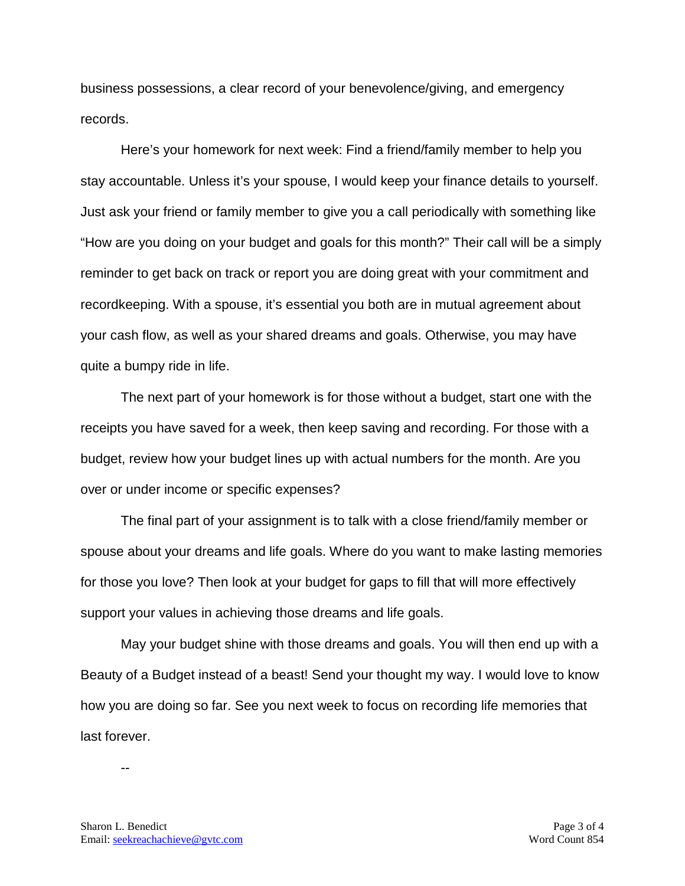business possessions, a clear record of your benevolence/giving, and emergency records.

Here's your homework for next week: Find a friend/family member to help you stay accountable. Unless it's your spouse, I would keep your finance details to yourself. Just ask your friend or family member to give you a call periodically with something like "How are you doing on your budget and goals for this month?" Their call will be a simply reminder to get back on track or report you are doing great with your commitment and recordkeeping. With a spouse, it's essential you both are in mutual agreement about your cash flow, as well as your shared dreams and goals. Otherwise, you may have quite a bumpy ride in life.

The next part of your homework is for those without a budget, start one with the receipts you have saved for a week, then keep saving and recording. For those with a budget, review how your budget lines up with actual numbers for the month. Are you over or under income or specific expenses?

The final part of your assignment is to talk with a close friend/family member or spouse about your dreams and life goals. Where do you want to make lasting memories for those you love? Then look at your budget for gaps to fill that will more effectively support your values in achieving those dreams and life goals.

May your budget shine with those dreams and goals. You will then end up with a Beauty of a Budget instead of a beast! Send your thought my way. I would love to know how you are doing so far. See you next week to focus on recording life memories that last forever.

--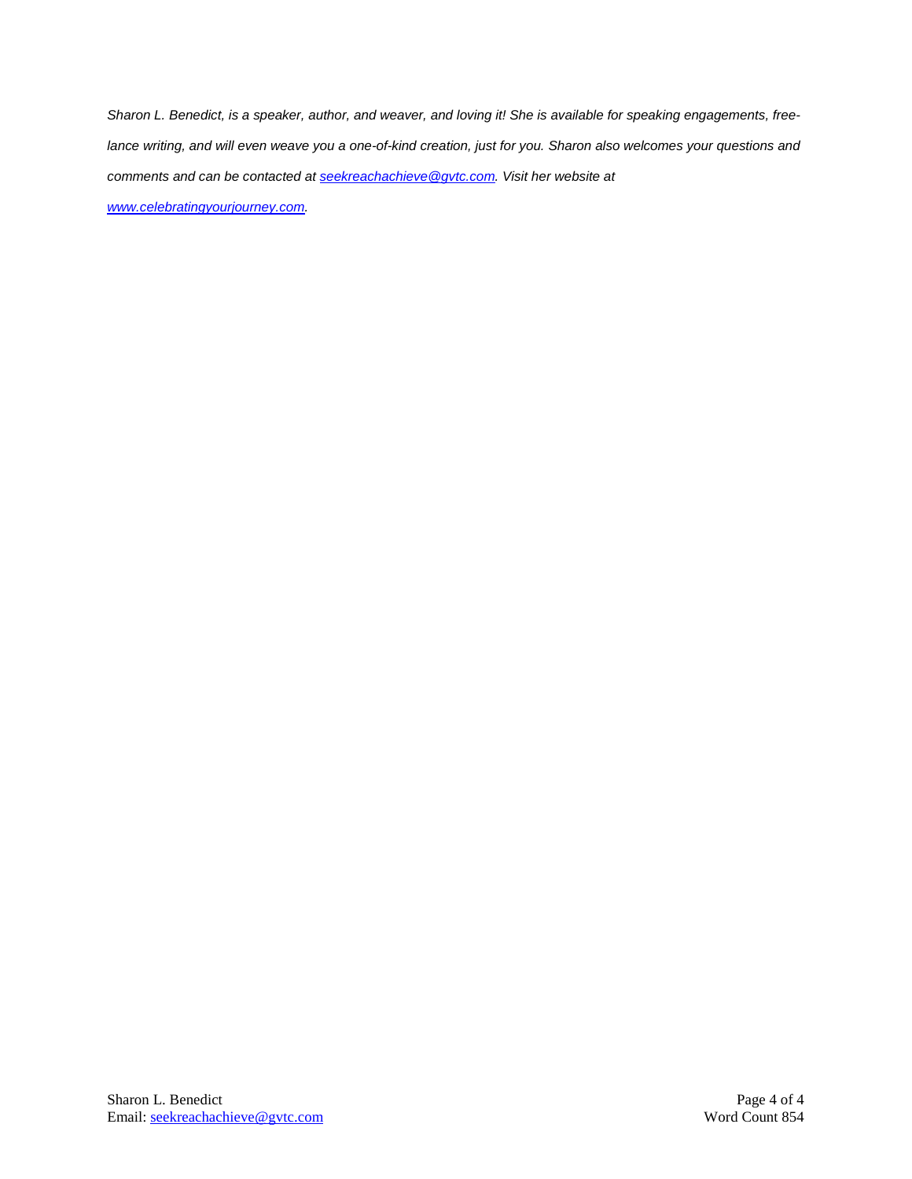*Sharon L. Benedict, is a speaker, author, and weaver, and loving it! She is available for speaking engagements, free-lance writing, and will even weave you a one-of-kind creation, just for you. Sharon also welcomes your questions and comments and can be contacted at [seekreachachieve@gvtc.com](mailto:seekreachachieve@gvtc.com). Visit her website at [www.celebratingyourjourney.com](http://www.celebratingyourjourney.com).*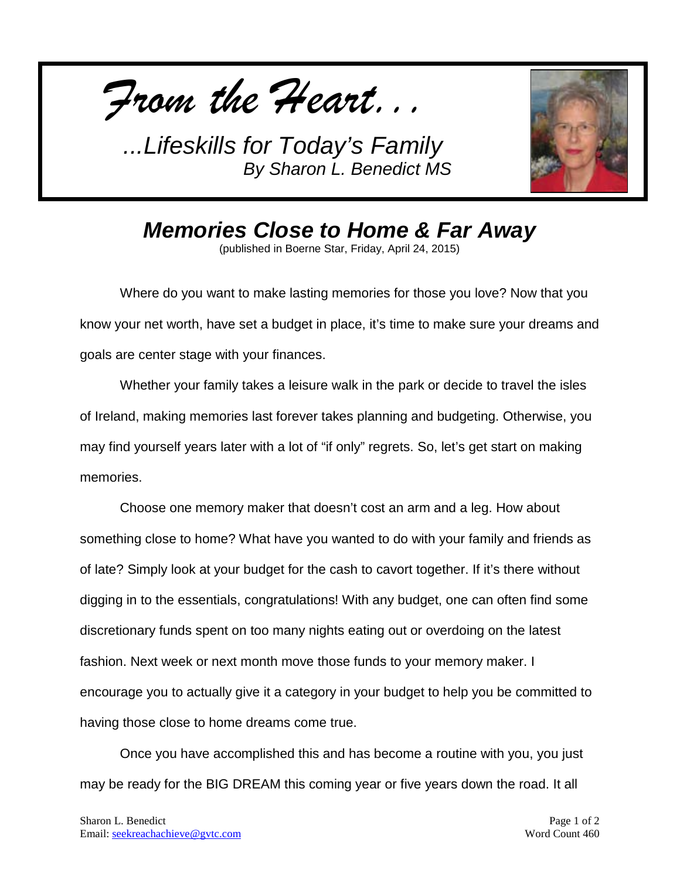*From the Heart…*

*...Lifeskills for Today's Family*
*By Sharon L. Benedict MS*

## *Memories Close to Home & Far Away*

(published in Boerne Star, Friday, April 24, 2015)

Where do you want to make lasting memories for those you love? Now that you know your net worth, have set a budget in place, it's time to make sure your dreams and goals are center stage with your finances.

Whether your family takes a leisure walk in the park or decide to travel the isles of Ireland, making memories last forever takes planning and budgeting. Otherwise, you may find yourself years later with a lot of "if only" regrets. So, let's get start on making memories.

Choose one memory maker that doesn't cost an arm and a leg. How about something close to home? What have you wanted to do with your family and friends as of late? Simply look at your budget for the cash to cavort together. If it's there without digging in to the essentials, congratulations! With any budget, one can often find some discretionary funds spent on too many nights eating out or overdoing on the latest fashion. Next week or next month move those funds to your memory maker. I encourage you to actually give it a category in your budget to help you be committed to having those close to home dreams come true.

Once you have accomplished this and has become a routine with you, you just may be ready for the BIG DREAM this coming year or five years down the road. It all

Sharon L. Benedict
Email: seekreachachieve@gvtc.com

Word Count 460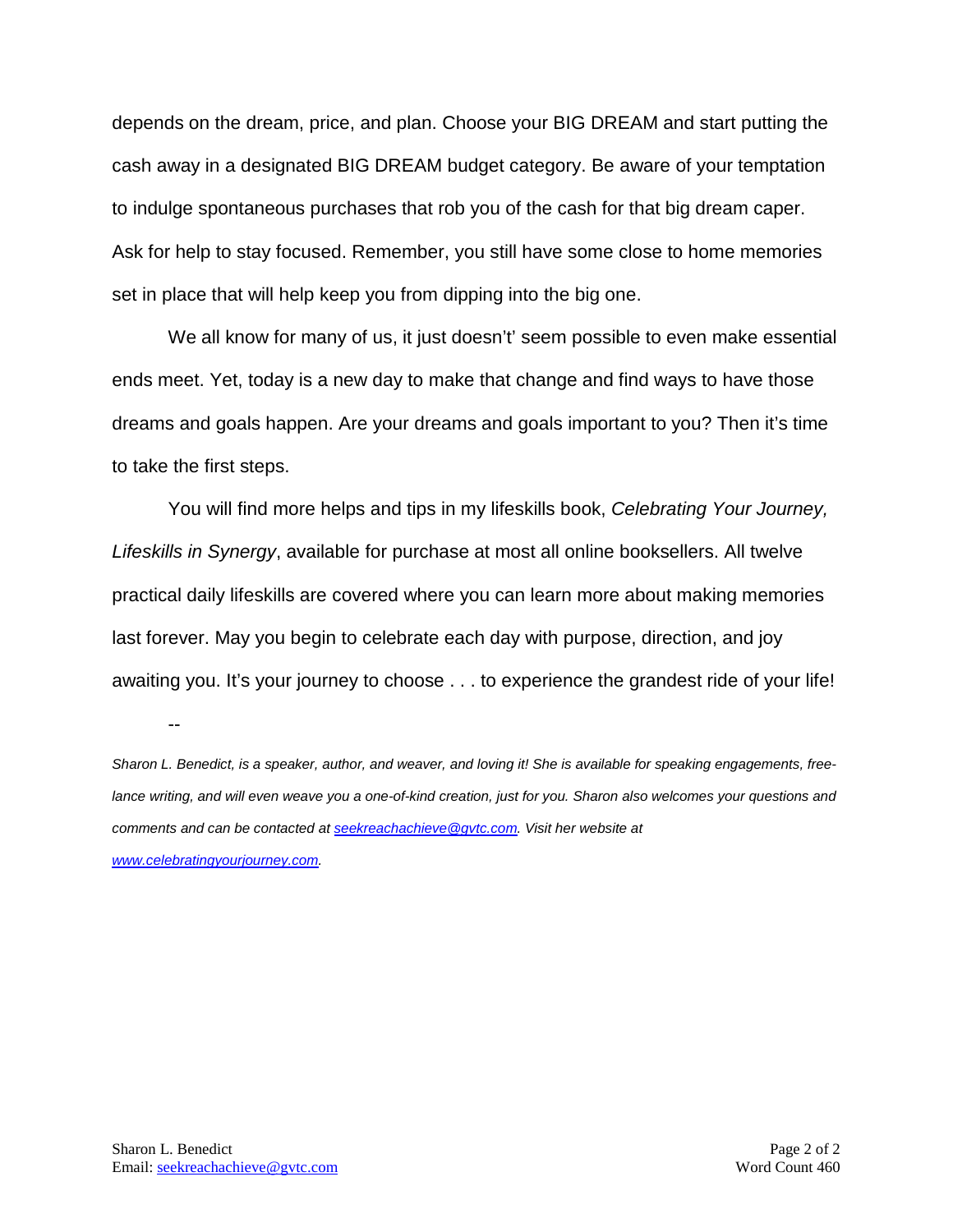depends on the dream, price, and plan. Choose your BIG DREAM and start putting the cash away in a designated BIG DREAM budget category. Be aware of your temptation to indulge spontaneous purchases that rob you of the cash for that big dream caper. Ask for help to stay focused. Remember, you still have some close to home memories set in place that will help keep you from dipping into the big one.

We all know for many of us, it just doesn't't' seem possible to even make essential ends meet. Yet, today is a new day to make that change and find ways to have those dreams and goals happen. Are your dreams and goals important to you? Then it's time to take the first steps.

You will find more helps and tips in my lifeskills book, *Celebrating Your Journey, Lifeskills in Synergy*, available for purchase at most all online booksellers. All twelve practical daily lifeskills are covered where you can learn more about making memories last forever. May you begin to celebrate each day with purpose, direction, and joy awaiting you. It's your journey to choose . . . to experience the grandest ride of your life!

--

*Sharon L. Benedict, is a speaker, author, and weaver, and loving it! She is available for speaking engagements, free-lance writing, and will even weave you a one-of-kind creation, just for you. Sharon also welcomes your questions and comments and can be contacted at [seekreachachieve@gvtc.com](mailto:seekreachachieve@gvtc.com). Visit her website at [www.celebratingyourjourney.com](http://www.celebratingyourjourney.com).*

Sharon L. Benedict
Email: seekreachachieve@gvtc.com

Word Count 460